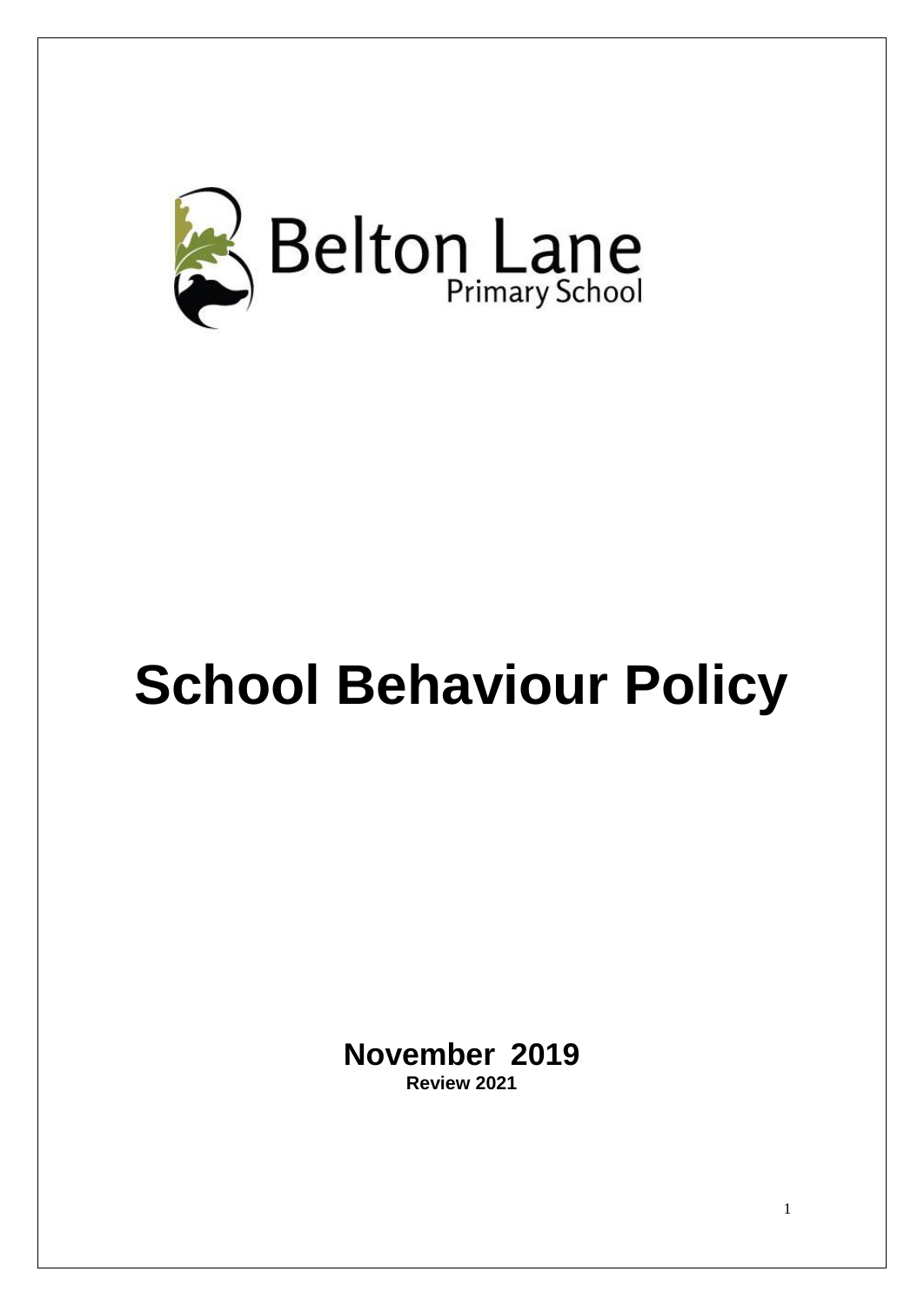Belton Lane
Primary School

# School Behaviour Policy

**November 2019**

**Review 2021**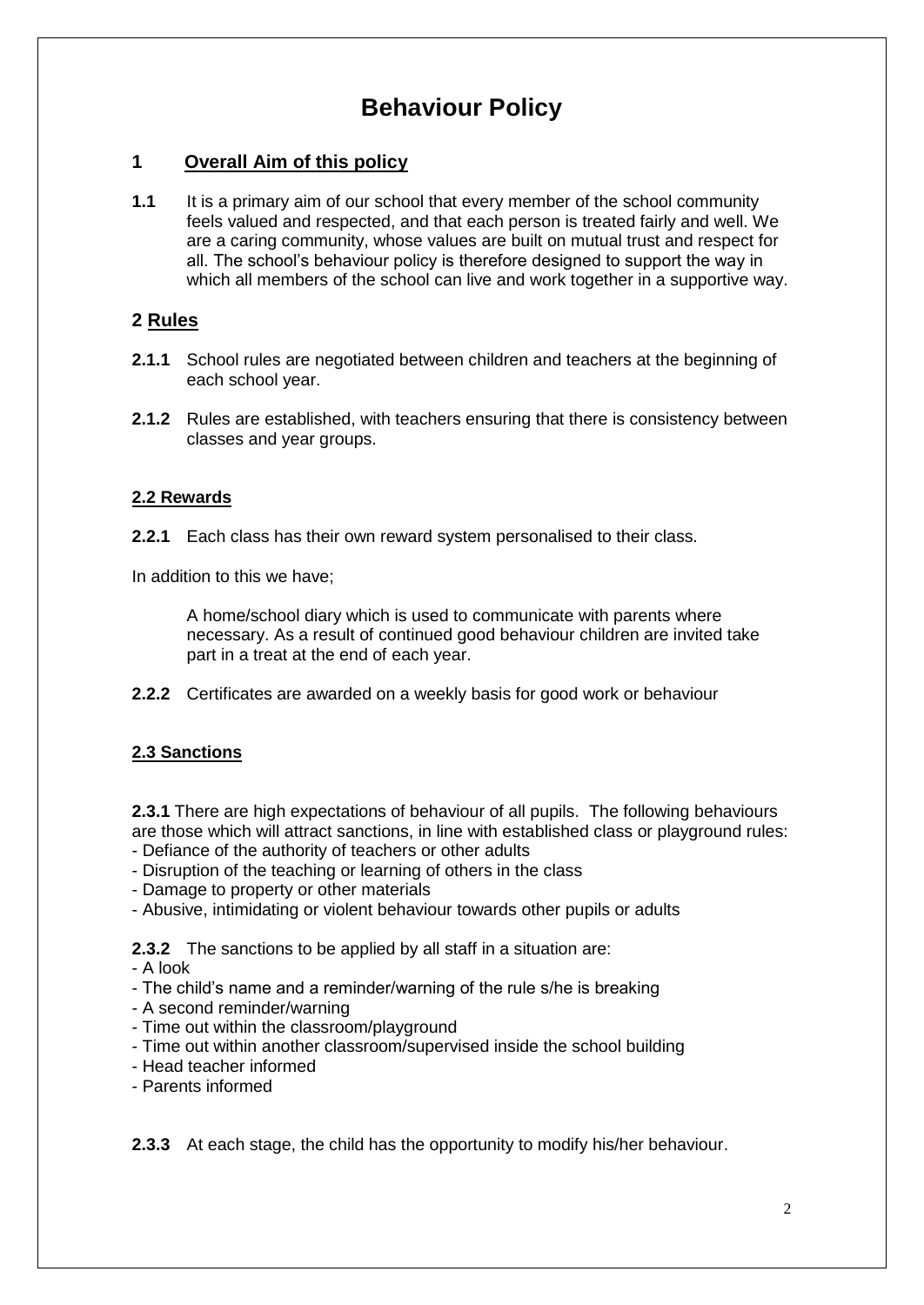// Behaviour Policy

## 1 Overall Aim of this policy

**1.1** It is a primary aim of our school that every member of the school community feels valued and respected, and that each person is treated fairly and well. We are a caring community, whose values are built on mutual trust and respect for all. The school's behaviour policy is therefore designed to support the way in which all members of the school can live and work together in a supportive way.

## 2 Rules

**2.1.1** School rules are negotiated between children and teachers at the beginning of each school year.

**2.1.2** Rules are established, with teachers ensuring that there is consistency between classes and year groups.

### 2.2 Rewards

**2.2.1** Each class has their own reward system personalised to their class.

In addition to this we have;

A home/school diary which is used to communicate with parents where necessary. As a result of continued good behaviour children are invited take part in a treat at the end of each year.

**2.2.2** Certificates are awarded on a weekly basis for good work or behaviour

### 2.3 Sanctions

**2.3.1** There are high expectations of behaviour of all pupils. The following behaviours are those which will attract sanctions, in line with established class or playground rules:

- Defiance of the authority of teachers or other adults
- Disruption of the teaching or learning of others in the class
- Damage to property or other materials
- Abusive, intimidating or violent behaviour towards other pupils or adults

**2.3.2** The sanctions to be applied by all staff in a situation are:

- A look
- The child's name and a reminder/warning of the rule s/he is breaking
- A second reminder/warning
- Time out within the classroom/playground
- Time out within another classroom/supervised inside the school building
- Head teacher informed
- Parents informed

**2.3.3** At each stage, the child has the opportunity to modify his/her behaviour.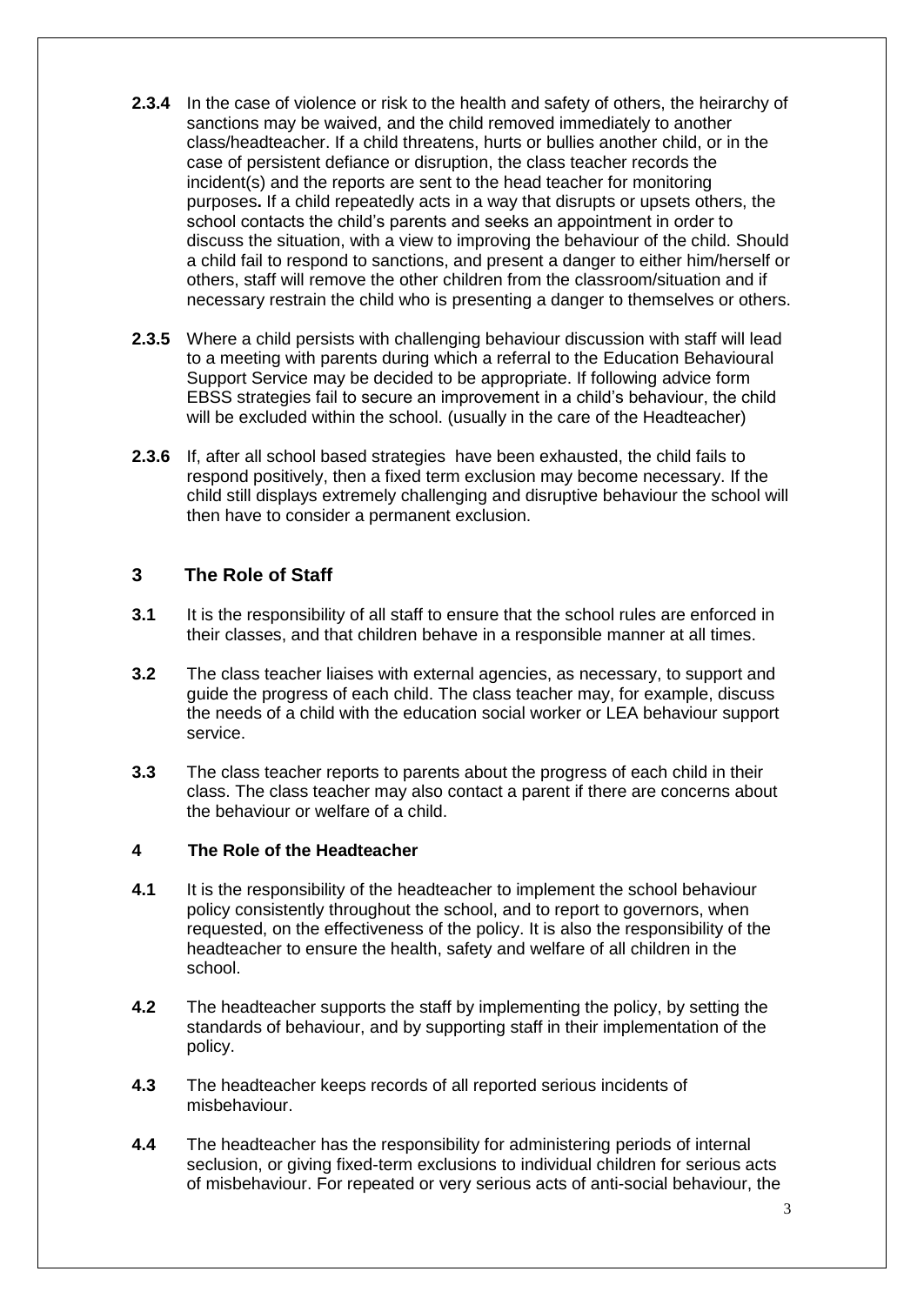**2.3.4** In the case of violence or risk to the health and safety of others, the heirarchy of sanctions may be waived, and the child removed immediately to another class/headteacher. If a child threatens, hurts or bullies another child, or in the case of persistent defiance or disruption, the class teacher records the incident(s) and the reports are sent to the head teacher for monitoring purposes**.** If a child repeatedly acts in a way that disrupts or upsets others, the school contacts the child's parents and seeks an appointment in order to discuss the situation, with a view to improving the behaviour of the child. Should a child fail to respond to sanctions, and present a danger to either him/herself or others, staff will remove the other children from the classroom/situation and if necessary restrain the child who is presenting a danger to themselves or others.

**2.3.5** Where a child persists with challenging behaviour discussion with staff will lead to a meeting with parents during which a referral to the Education Behavioural Support Service may be decided to be appropriate. If following advice form EBSS strategies fail to secure an improvement in a child's behaviour, the child will be excluded within the school. (usually in the care of the Headteacher)

**2.3.6** If, after all school based strategies have been exhausted, the child fails to respond positively, then a fixed term exclusion may become necessary. If the child still displays extremely challenging and disruptive behaviour the school will then have to consider a permanent exclusion.

## 3 The Role of Staff

**3.1** It is the responsibility of all staff to ensure that the school rules are enforced in their classes, and that children behave in a responsible manner at all times.

**3.2** The class teacher liaises with external agencies, as necessary, to support and guide the progress of each child. The class teacher may, for example, discuss the needs of a child with the education social worker or LEA behaviour support service.

**3.3** The class teacher reports to parents about the progress of each child in their class. The class teacher may also contact a parent if there are concerns about the behaviour or welfare of a child.

### 4 The Role of the Headteacher

**4.1** It is the responsibility of the headteacher to implement the school behaviour policy consistently throughout the school, and to report to governors, when requested, on the effectiveness of the policy. It is also the responsibility of the headteacher to ensure the health, safety and welfare of all children in the school.

**4.2** The headteacher supports the staff by implementing the policy, by setting the standards of behaviour, and by supporting staff in their implementation of the policy.

**4.3** The headteacher keeps records of all reported serious incidents of misbehaviour.

**4.4** The headteacher has the responsibility for administering periods of internal seclusion, or giving fixed-term exclusions to individual children for serious acts of misbehaviour. For repeated or very serious acts of anti-social behaviour, the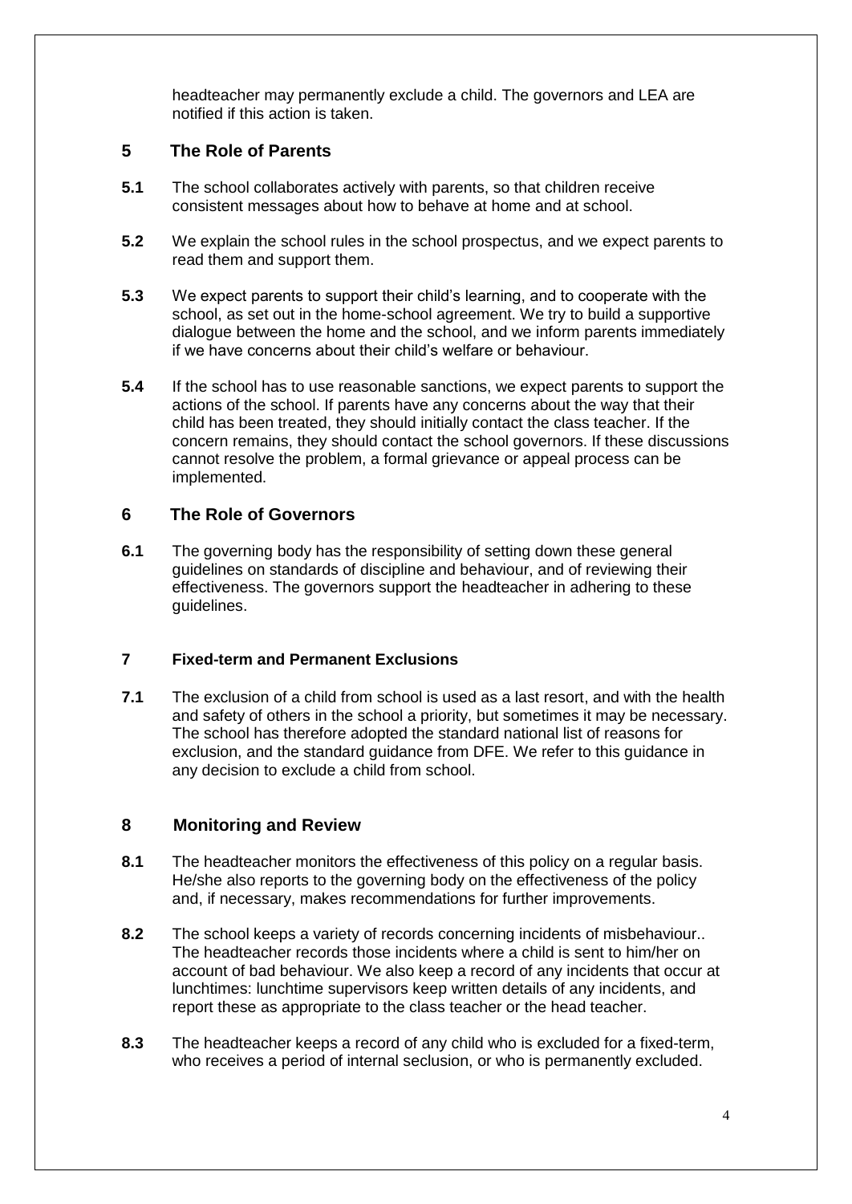headteacher may permanently exclude a child. The governors and LEA are notified if this action is taken.

## 5 The Role of Parents

**5.1** The school collaborates actively with parents, so that children receive consistent messages about how to behave at home and at school.

**5.2** We explain the school rules in the school prospectus, and we expect parents to read them and support them.

**5.3** We expect parents to support their child's learning, and to cooperate with the school, as set out in the home-school agreement. We try to build a supportive dialogue between the home and the school, and we inform parents immediately if we have concerns about their child's welfare or behaviour.

**5.4** If the school has to use reasonable sanctions, we expect parents to support the actions of the school. If parents have any concerns about the way that their child has been treated, they should initially contact the class teacher. If the concern remains, they should contact the school governors. If these discussions cannot resolve the problem, a formal grievance or appeal process can be implemented.

## 6 The Role of Governors

**6.1** The governing body has the responsibility of setting down these general guidelines on standards of discipline and behaviour, and of reviewing their effectiveness. The governors support the headteacher in adhering to these guidelines.

## 7 Fixed-term and Permanent Exclusions

**7.1** The exclusion of a child from school is used as a last resort, and with the health and safety of others in the school a priority, but sometimes it may be necessary. The school has therefore adopted the standard national list of reasons for exclusion, and the standard guidance from DFE. We refer to this guidance in any decision to exclude a child from school.

## 8 Monitoring and Review

**8.1** The headteacher monitors the effectiveness of this policy on a regular basis. He/she also reports to the governing body on the effectiveness of the policy and, if necessary, makes recommendations for further improvements.

**8.2** The school keeps a variety of records concerning incidents of misbehaviour.. The headteacher records those incidents where a child is sent to him/her on account of bad behaviour. We also keep a record of any incidents that occur at lunchtimes: lunchtime supervisors keep written details of any incidents, and report these as appropriate to the class teacher or the head teacher.

**8.3** The headteacher keeps a record of any child who is excluded for a fixed-term, who receives a period of internal seclusion, or who is permanently excluded.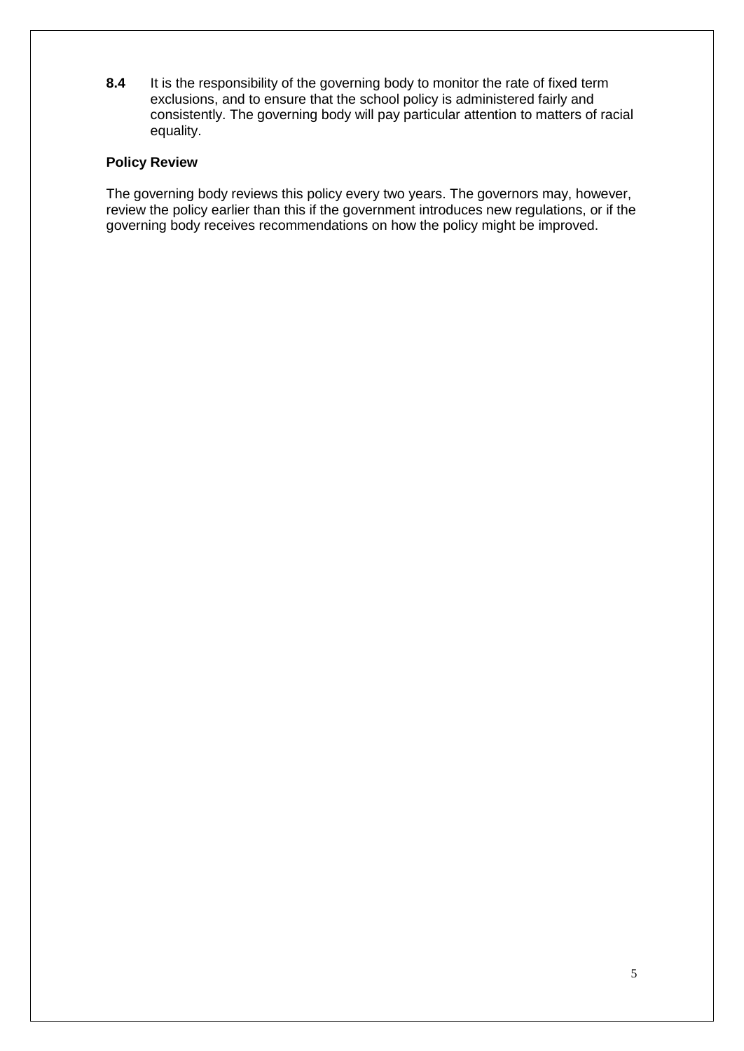**8.4** It is the responsibility of the governing body to monitor the rate of fixed term exclusions, and to ensure that the school policy is administered fairly and consistently. The governing body will pay particular attention to matters of racial equality.

**Policy Review**

The governing body reviews this policy every two years. The governors may, however, review the policy earlier than this if the government introduces new regulations, or if the governing body receives recommendations on how the policy might be improved.